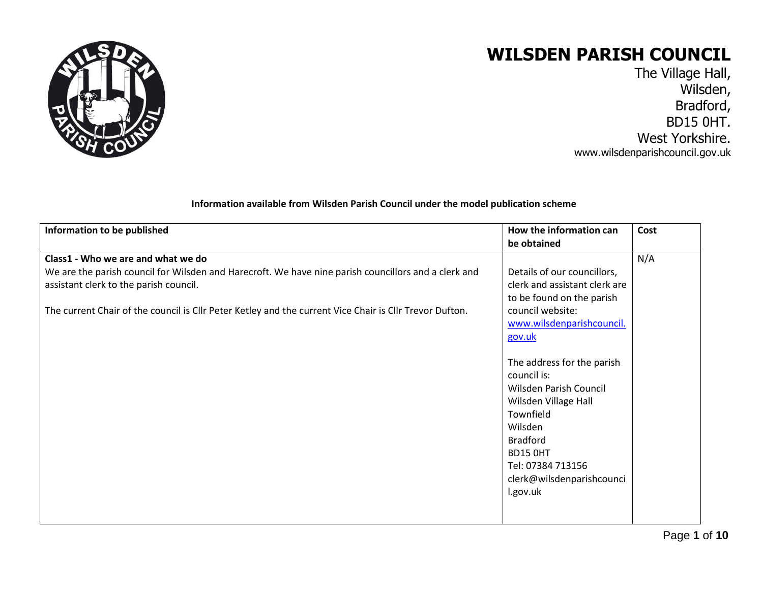# WILSDEN PARISH COUNCIL

The Village Hall,
Wilsden,
Bradford,
BD15 0HT.
West Yorkshire.
www.wilsdenparishcouncil.gov.uk

**Information available from Wilsden Parish Council under the model publication scheme**

| Information to be published | How the information can be obtained | Cost |
|---|---|---|
| **Class1 - Who we are and what we do**<br>We are the parish council for Wilsden and Harecroft. We have nine parish councillors and a clerk and assistant clerk to the parish council.<br><br>The current Chair of the council is Cllr Peter Ketley and the current Vice Chair is Cllr Trevor Dufton. | Details of our councillors, clerk and assistant clerk are to be found on the parish council website: www.wilsdenparishcouncil.gov.uk<br><br>The address for the parish council is:<br>Wilsden Parish Council<br>Wilsden Village Hall<br>Townfield<br>Wilsden<br>Bradford<br>BD15 0HT<br>Tel: 07384 713156<br>clerk@wilsdenparishcouncil.gov.uk | N/A |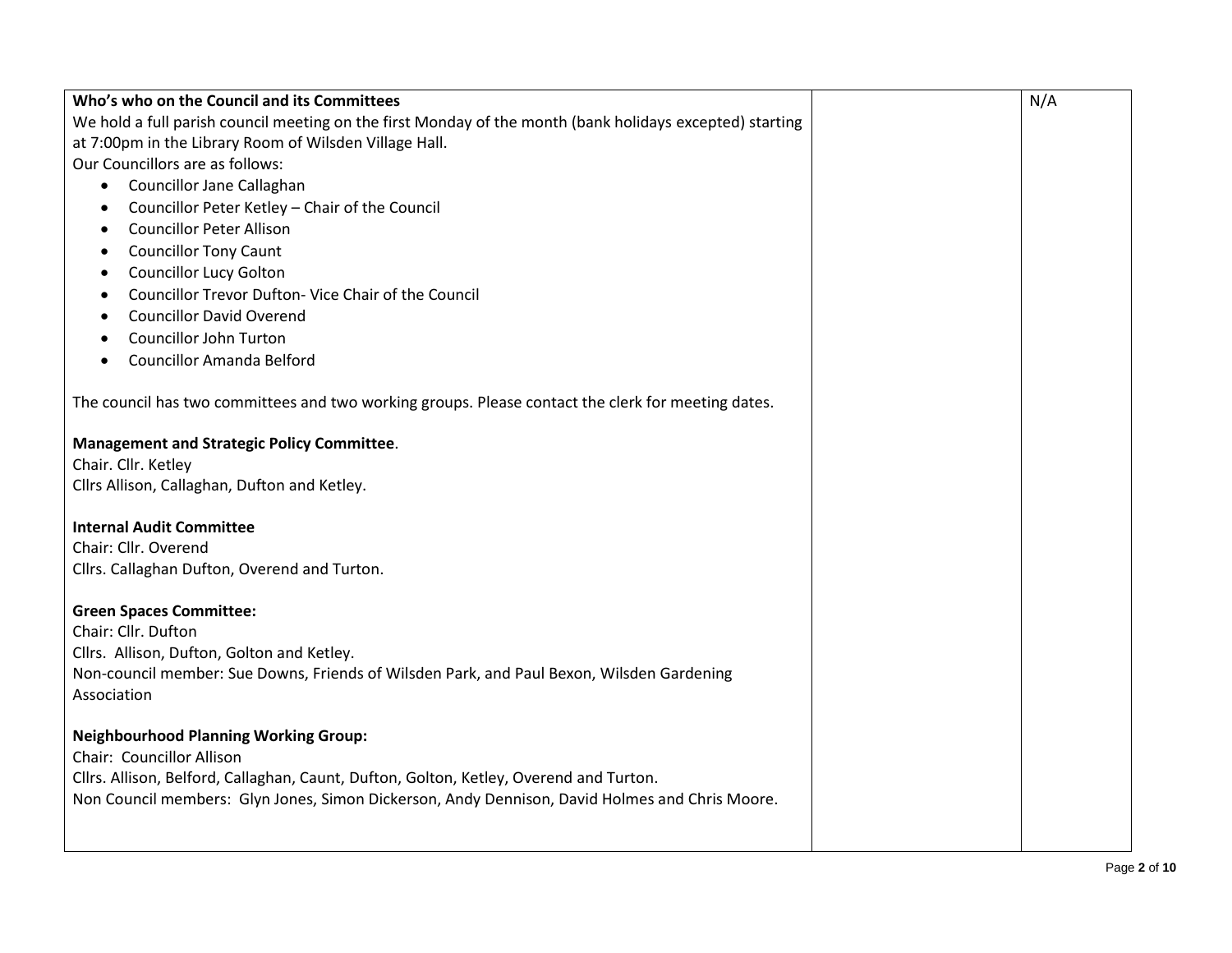| **Who's who on the Council and its Committees**<br>We hold a full parish council meeting on the first Monday of the month (bank holidays excepted) starting at 7:00pm in the Library Room of Wilsden Village Hall.<br>Our Councillors are as follows:<br>• Councillor Jane Callaghan<br>• Councillor Peter Ketley – Chair of the Council<br>• Councillor Peter Allison<br>• Councillor Tony Caunt<br>• Councillor Lucy Golton<br>• Councillor Trevor Dufton- Vice Chair of the Council<br>• Councillor David Overend<br>• Councillor John Turton<br>• Councillor Amanda Belford<br><br>The council has two committees and two working groups. Please contact the clerk for meeting dates.<br><br>**Management and Strategic Policy Committee**.<br>Chair. Cllr. Ketley<br>Cllrs Allison, Callaghan, Dufton and Ketley.<br><br>**Internal Audit Committee**<br>Chair: Cllr. Overend<br>Cllrs. Callaghan Dufton, Overend and Turton.<br><br>**Green Spaces Committee:**<br>Chair: Cllr. Dufton<br>Cllrs. Allison, Dufton, Golton and Ketley.<br>Non-council member: Sue Downs, Friends of Wilsden Park, and Paul Bexon, Wilsden Gardening Association<br><br>**Neighbourhood Planning Working Group:**<br>Chair: Councillor Allison<br>Cllrs. Allison, Belford, Callaghan, Caunt, Dufton, Golton, Ketley, Overend and Turton.<br>Non Council members: Glyn Jones, Simon Dickerson, Andy Dennison, David Holmes and Chris Moore. | | N/A |
|---|---|---|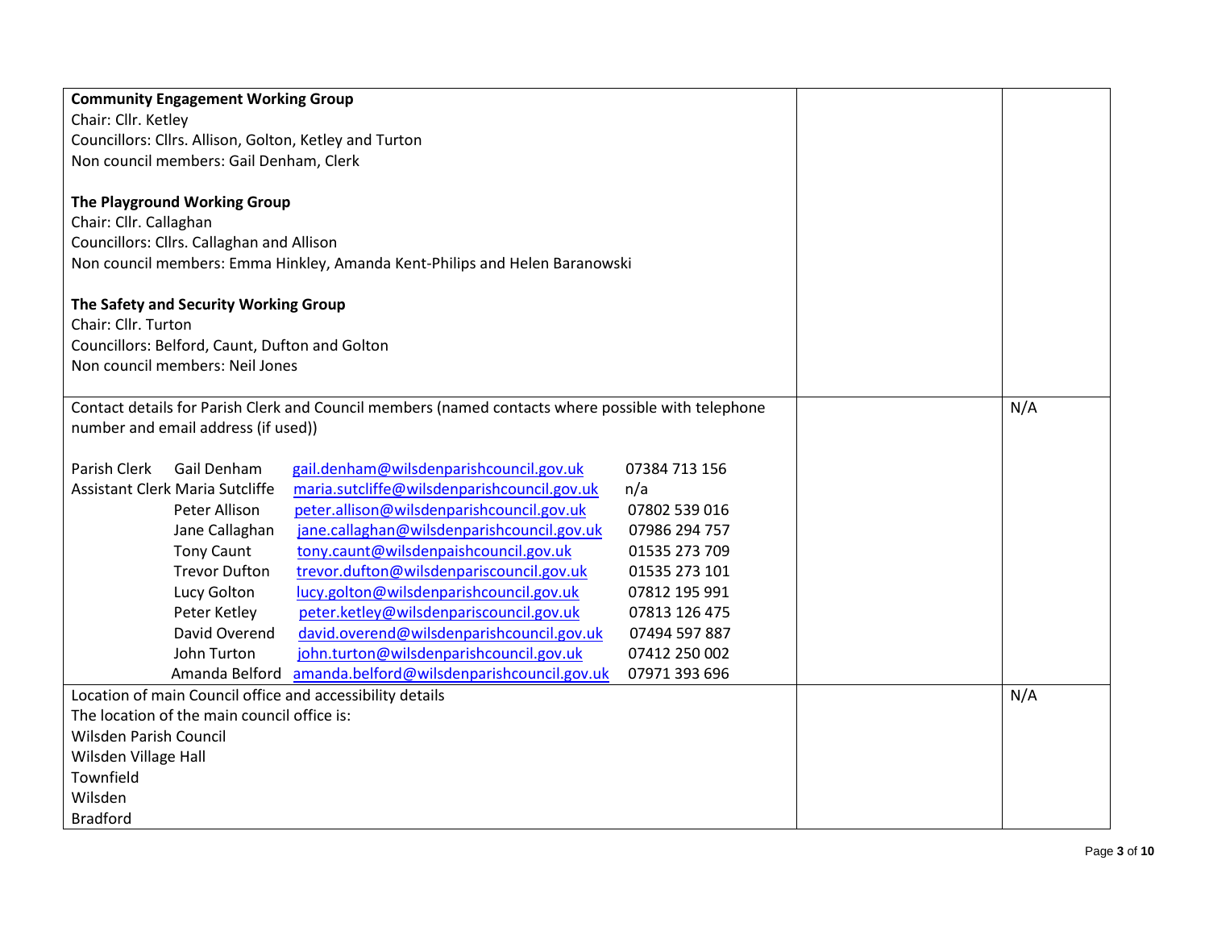| | | |
|---|---|---|
| **Community Engagement Working Group**<br>Chair: Cllr. Ketley<br>Councillors: Cllrs. Allison, Golton, Ketley and Turton<br>Non council members: Gail Denham, Clerk<br><br>**The Playground Working Group**<br>Chair: Cllr. Callaghan<br>Councillors: Cllrs. Callaghan and Allison<br>Non council members: Emma Hinkley, Amanda Kent-Philips and Helen Baranowski<br><br>**The Safety and Security Working Group**<br>Chair: Cllr. Turton<br>Councillors: Belford, Caunt, Dufton and Golton<br>Non council members: Neil Jones | | |
| Contact details for Parish Clerk and Council members (named contacts where possible with telephone number and email address (if used))<br><br>Parish Clerk Gail Denham gail.denham@wilsdenparishcouncil.gov.uk 07384 713 156<br>Assistant Clerk Maria Sutcliffe maria.sutcliffe@wilsdenparishcouncil.gov.uk n/a<br>Peter Allison peter.allison@wilsdenparishcouncil.gov.uk 07802 539 016<br>Jane Callaghan jane.callaghan@wilsdenparishcouncil.gov.uk 07986 294 757<br>Tony Caunt tony.caunt@wilsdenpaishcouncil.gov.uk 01535 273 709<br>Trevor Dufton trevor.dufton@wilsdenpariscouncil.gov.uk 01535 273 101<br>Lucy Golton lucy.golton@wilsdenparishcouncil.gov.uk 07812 195 991<br>Peter Ketley peter.ketley@wilsdenpariscouncil.gov.uk 07813 126 475<br>David Overend david.overend@wilsdenparishcouncil.gov.uk 07494 597 887<br>John Turton john.turton@wilsdenparishcouncil.gov.uk 07412 250 002<br>Amanda Belford amanda.belford@wilsdenparishcouncil.gov.uk 07971 393 696 | | N/A |
| Location of main Council office and accessibility details<br>The location of the main council office is:<br>Wilsden Parish Council<br>Wilsden Village Hall<br>Townfield<br>Wilsden<br>Bradford | | N/A |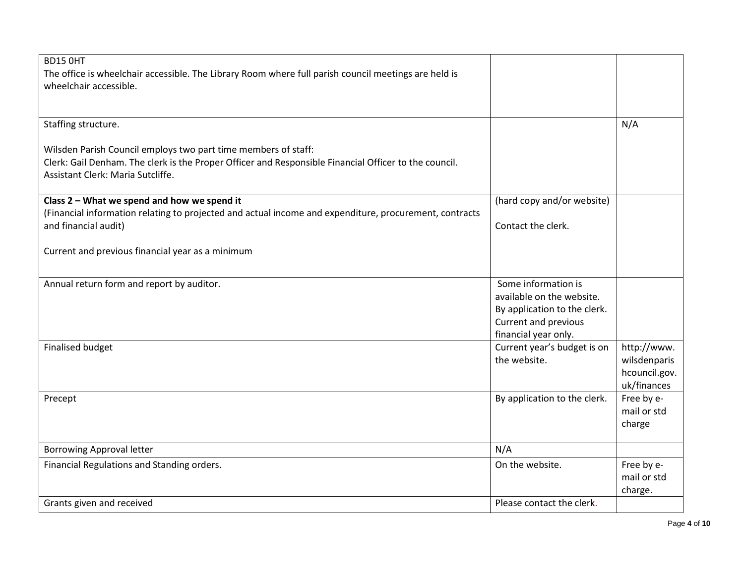| | | |
|---|---|---|
| BD15 0HT<br>The office is wheelchair accessible. The Library Room where full parish council meetings are held is wheelchair accessible. | | |
| Staffing structure.<br><br>Wilsden Parish Council employs two part time members of staff:<br>Clerk: Gail Denham. The clerk is the Proper Officer and Responsible Financial Officer to the council.<br>Assistant Clerk: Maria Sutcliffe. | | N/A |
| **Class 2 – What we spend and how we spend it**<br>(Financial information relating to projected and actual income and expenditure, procurement, contracts and financial audit)<br><br>Current and previous financial year as a minimum | (hard copy and/or website)<br><br>Contact the clerk. | |
| Annual return form and report by auditor. | Some information is available on the website. By application to the clerk. Current and previous financial year only. | |
| Finalised budget | Current year's budget is on the website. | http://www.wilsdenparishcouncil.gov.uk/finances |
| Precept | By application to the clerk. | Free by e-mail or std charge |
| Borrowing Approval letter | N/A | |
| Financial Regulations and Standing orders. | On the website. | Free by e-mail or std charge. |
| Grants given and received | Please contact the clerk. | |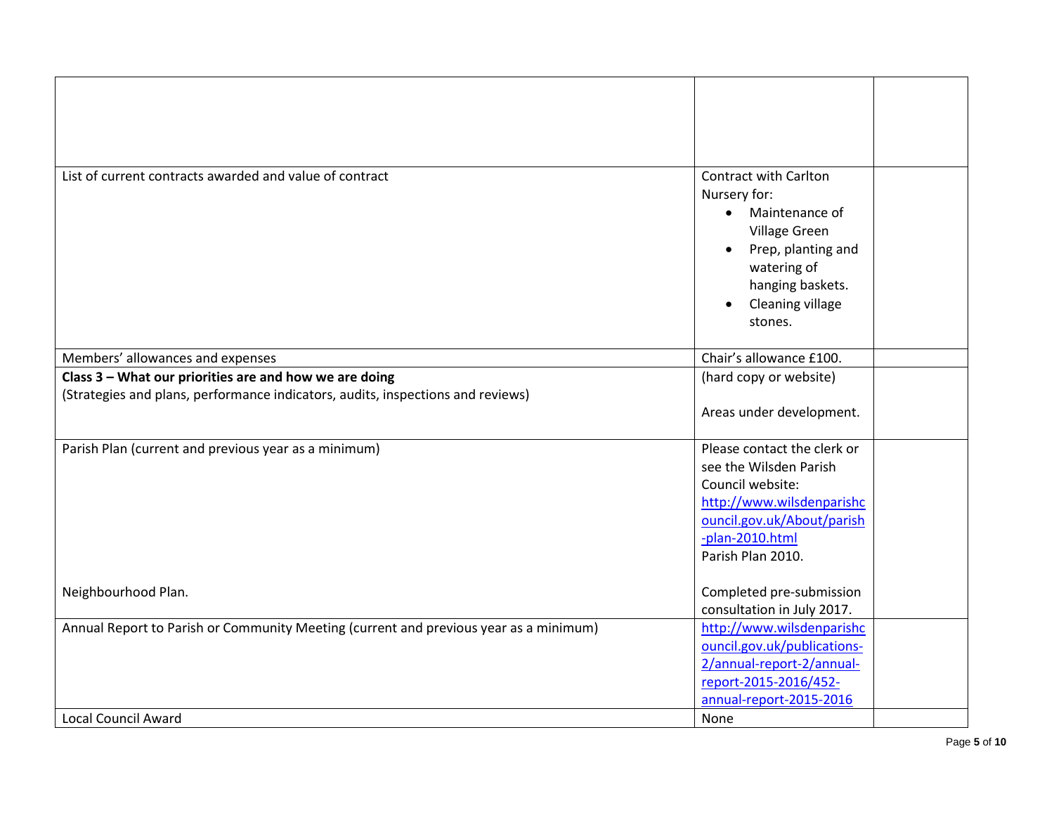| | | |
|---|---|---|
| | | |
| List of current contracts awarded and value of contract | Contract with Carlton Nursery for:<br>• Maintenance of Village Green<br>• Prep, planting and watering of hanging baskets.<br>• Cleaning village stones. | |
| Members' allowances and expenses | Chair's allowance £100. | |
| **Class 3 – What our priorities are and how we are doing**<br>(Strategies and plans, performance indicators, audits, inspections and reviews) | (hard copy or website)<br><br>Areas under development. | |
| Parish Plan (current and previous year as a minimum)<br><br><br><br><br><br>Neighbourhood Plan. | Please contact the clerk or see the Wilsden Parish Council website: [http://www.wilsdenparishcouncil.gov.uk/About/parish-plan-2010.html](http://www.wilsdenparishcouncil.gov.uk/About/parish-plan-2010.html)<br>Parish Plan 2010.<br><br>Completed pre-submission consultation in July 2017. | |
| Annual Report to Parish or Community Meeting (current and previous year as a minimum) | [http://www.wilsdenparishcouncil.gov.uk/publications-2/annual-report-2/annual-report-2015-2016/452-annual-report-2015-2016](http://www.wilsdenparishcouncil.gov.uk/publications-2/annual-report-2/annual-report-2015-2016/452-annual-report-2015-2016) | |
| Local Council Award | None | |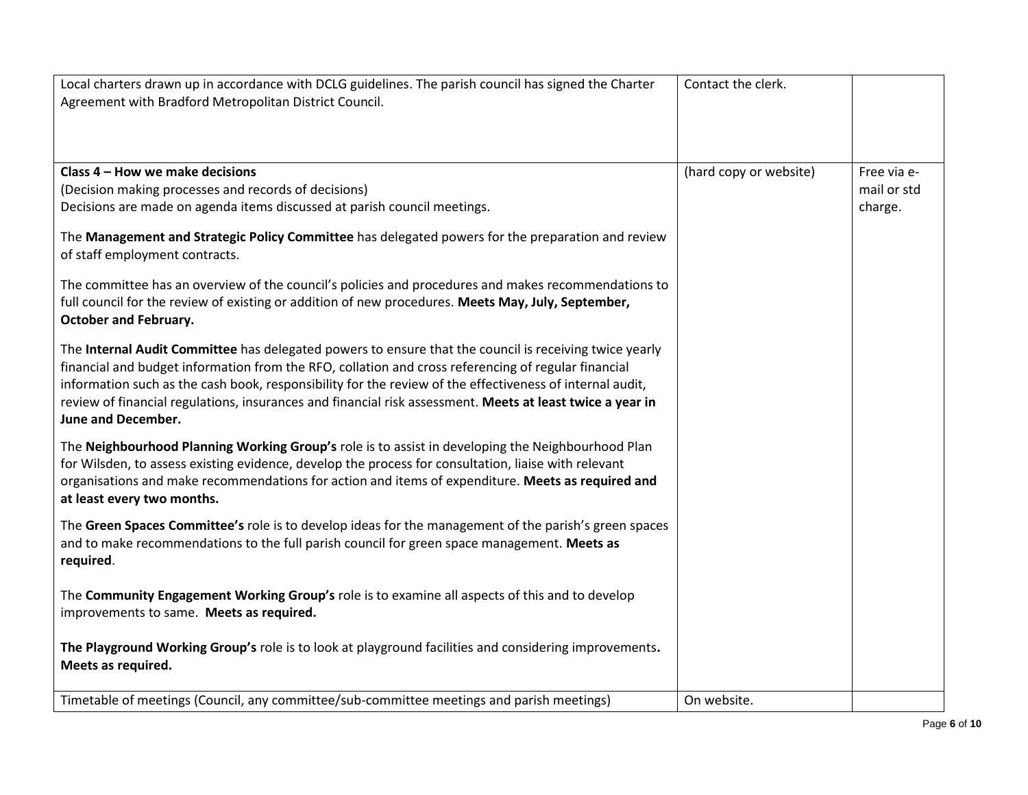| | | |
|---|---|---|
| Local charters drawn up in accordance with DCLG guidelines. The parish council has signed the Charter Agreement with Bradford Metropolitan District Council. | Contact the clerk. | |
| **Class 4 – How we make decisions**<br>(Decision making processes and records of decisions)<br>Decisions are made on agenda items discussed at parish council meetings.<br><br>The **Management and Strategic Policy Committee** has delegated powers for the preparation and review of staff employment contracts.<br><br>The committee has an overview of the council's policies and procedures and makes recommendations to full council for the review of existing or addition of new procedures. **Meets May, July, September, October and February.**<br><br>The **Internal Audit Committee** has delegated powers to ensure that the council is receiving twice yearly financial and budget information from the RFO, collation and cross referencing of regular financial information such as the cash book, responsibility for the review of the effectiveness of internal audit, review of financial regulations, insurances and financial risk assessment. **Meets at least twice a year in June and December.**<br><br>The **Neighbourhood Planning Working Group's** role is to assist in developing the Neighbourhood Plan for Wilsden, to assess existing evidence, develop the process for consultation, liaise with relevant organisations and make recommendations for action and items of expenditure. **Meets as required and at least every two months.**<br><br>The **Green Spaces Committee's** role is to develop ideas for the management of the parish's green spaces and to make recommendations to the full parish council for green space management. **Meets as required**.<br><br>The **Community Engagement Working Group's** role is to examine all aspects of this and to develop improvements to same. **Meets as required.**<br><br>**The Playground Working Group's** role is to look at playground facilities and considering improvements**. Meets as required.** | (hard copy or website) | Free via e-mail or std charge. |
| Timetable of meetings (Council, any committee/sub-committee meetings and parish meetings) | On website. | |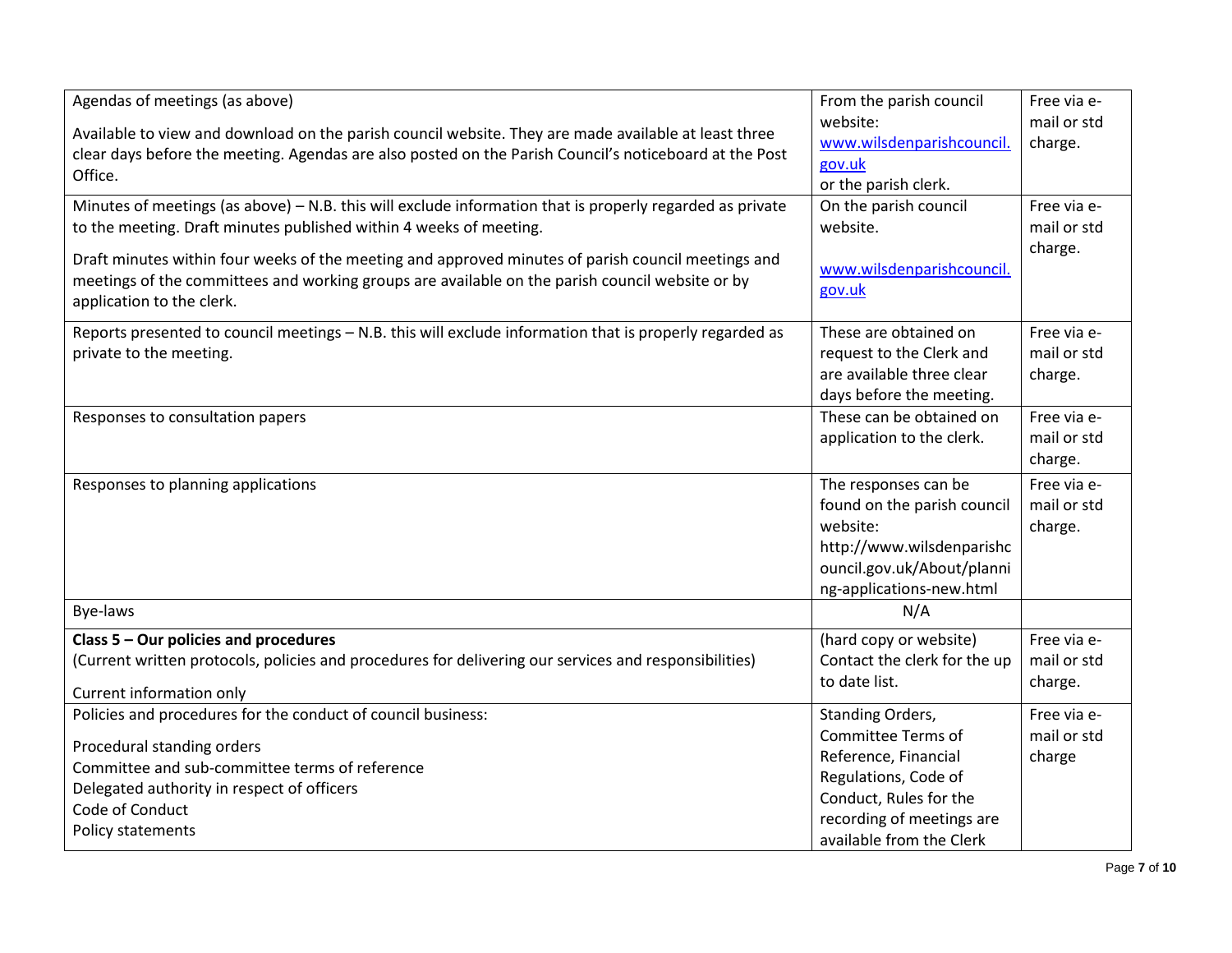| | | |
|---|---|---|
| Agendas of meetings (as above)<br><br>Available to view and download on the parish council website. They are made available at least three clear days before the meeting. Agendas are also posted on the Parish Council's noticeboard at the Post Office. | From the parish council website: [www.wilsdenparishcouncil.gov.uk](http://www.wilsdenparishcouncil.gov.uk) or the parish clerk. | Free via e-mail or std charge. |
| Minutes of meetings (as above) – N.B. this will exclude information that is properly regarded as private to the meeting. Draft minutes published within 4 weeks of meeting.<br><br>Draft minutes within four weeks of the meeting and approved minutes of parish council meetings and meetings of the committees and working groups are available on the parish council website or by application to the clerk. | On the parish council website.<br><br>[www.wilsdenparishcouncil.gov.uk](http://www.wilsdenparishcouncil.gov.uk) | Free via e-mail or std charge. |
| Reports presented to council meetings – N.B. this will exclude information that is properly regarded as private to the meeting. | These are obtained on request to the Clerk and are available three clear days before the meeting. | Free via e-mail or std charge. |
| Responses to consultation papers | These can be obtained on application to the clerk. | Free via e-mail or std charge. |
| Responses to planning applications | The responses can be found on the parish council website: http://www.wilsdenparishcouncil.gov.uk/About/planning-applications-new.html | Free via e-mail or std charge. |
| Bye-laws | N/A | |
| **Class 5 – Our policies and procedures**<br>(Current written protocols, policies and procedures for delivering our services and responsibilities)<br><br>Current information only | (hard copy or website) Contact the clerk for the up to date list. | Free via e-mail or std charge. |
| Policies and procedures for the conduct of council business:<br><br>Procedural standing orders<br>Committee and sub-committee terms of reference<br>Delegated authority in respect of officers<br>Code of Conduct<br>Policy statements | Standing Orders, Committee Terms of Reference, Financial Regulations, Code of Conduct, Rules for the recording of meetings are available from the Clerk | Free via e-mail or std charge |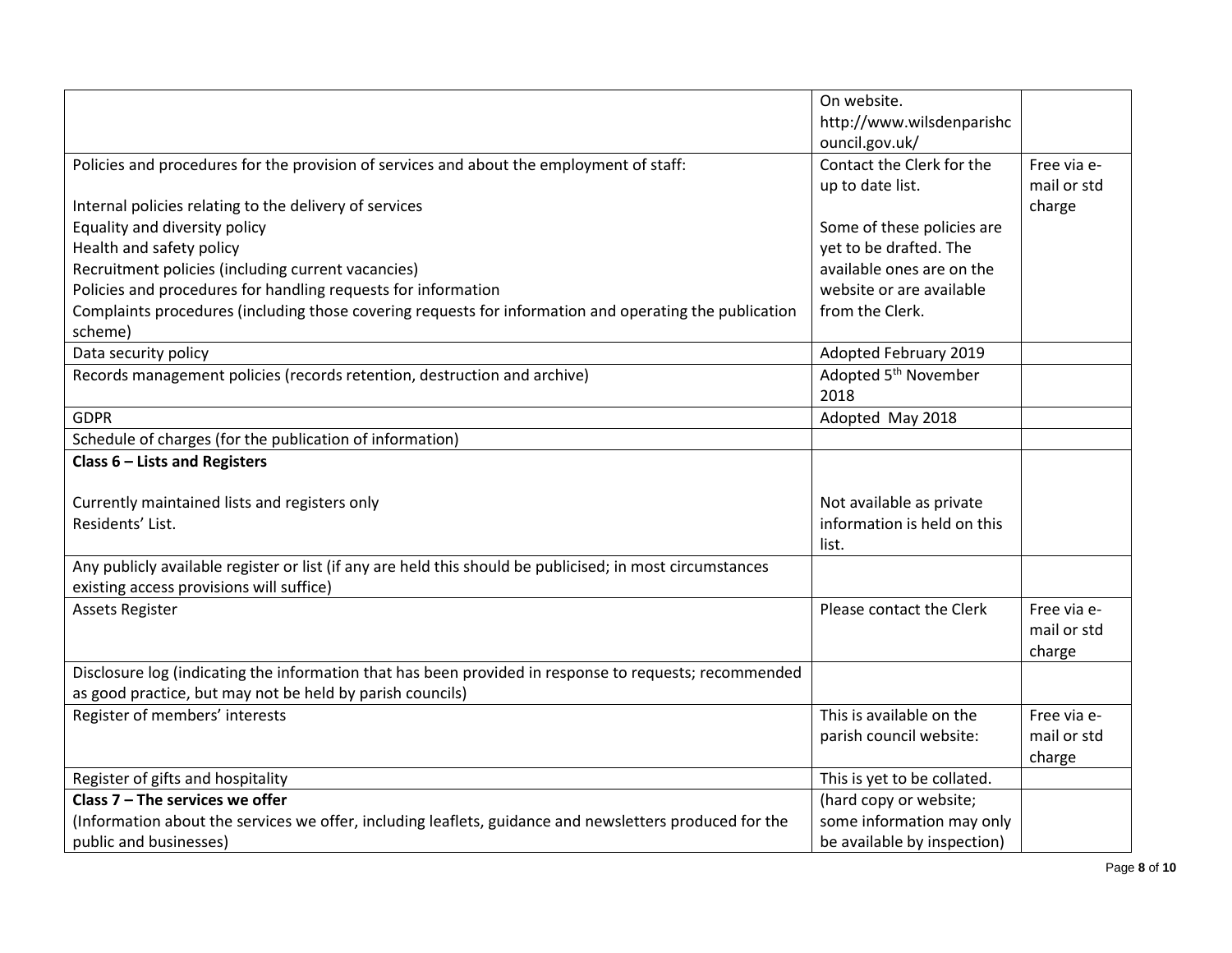| | | |
|---|---|---|
| | On website. http://www.wilsdenparishcouncil.gov.uk/ | |
| Policies and procedures for the provision of services and about the employment of staff:<br><br>Internal policies relating to the delivery of services<br>Equality and diversity policy<br>Health and safety policy<br>Recruitment policies (including current vacancies)<br>Policies and procedures for handling requests for information<br>Complaints procedures (including those covering requests for information and operating the publication scheme) | Contact the Clerk for the up to date list.<br><br>Some of these policies are yet to be drafted. The available ones are on the website or are available from the Clerk. | Free via e-mail or std charge |
| Data security policy | Adopted February 2019 | |
| Records management policies (records retention, destruction and archive) | Adopted 5th November 2018 | |
| GDPR | Adopted May 2018 | |
| Schedule of charges (for the publication of information) | | |
| **Class 6 – Lists and Registers**<br><br>Currently maintained lists and registers only<br>Residents' List. | Not available as private information is held on this list. | |
| Any publicly available register or list (if any are held this should be publicised; in most circumstances existing access provisions will suffice) | | |
| Assets Register | Please contact the Clerk | Free via e-mail or std charge |
| Disclosure log (indicating the information that has been provided in response to requests; recommended as good practice, but may not be held by parish councils) | | |
| Register of members' interests | This is available on the parish council website: | Free via e-mail or std charge |
| Register of gifts and hospitality | This is yet to be collated. | |
| **Class 7 – The services we offer**<br>(Information about the services we offer, including leaflets, guidance and newsletters produced for the public and businesses) | (hard copy or website; some information may only be available by inspection) | |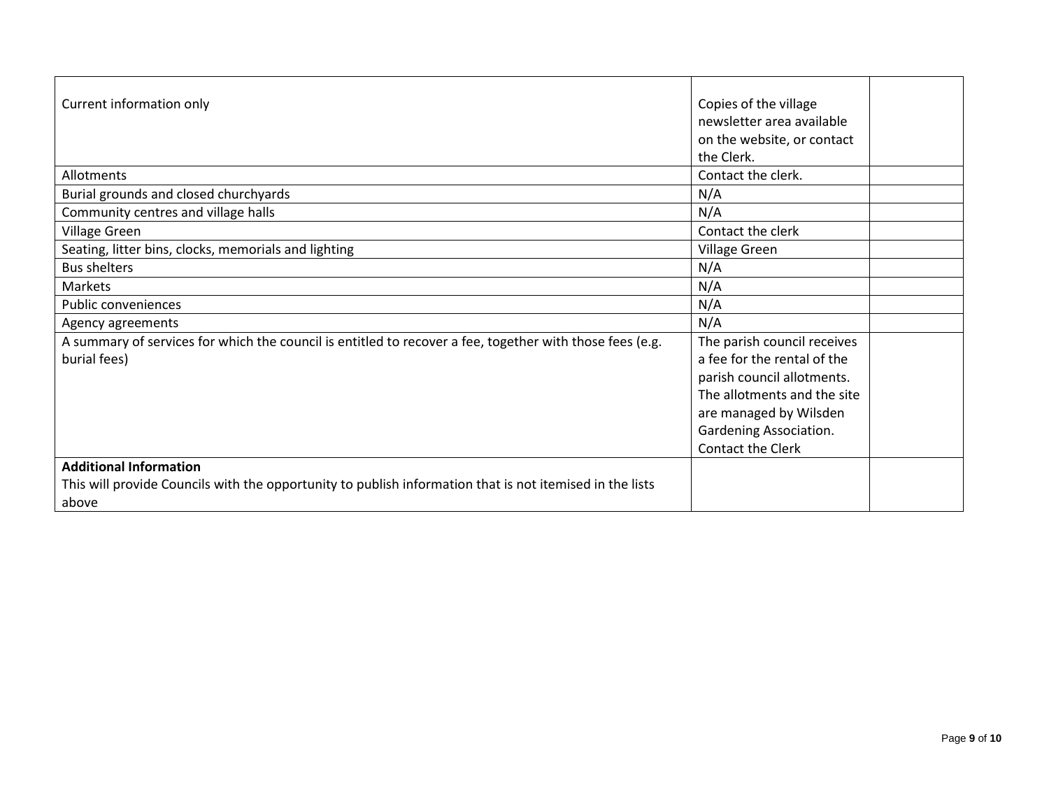| | | |
|---|---|---|
| Current information only | Copies of the village newsletter area available on the website, or contact the Clerk. | |
| Allotments | Contact the clerk. | |
| Burial grounds and closed churchyards | N/A | |
| Community centres and village halls | N/A | |
| Village Green | Contact the clerk | |
| Seating, litter bins, clocks, memorials and lighting | Village Green | |
| Bus shelters | N/A | |
| Markets | N/A | |
| Public conveniences | N/A | |
| Agency agreements | N/A | |
| A summary of services for which the council is entitled to recover a fee, together with those fees (e.g. burial fees) | The parish council receives a fee for the rental of the parish council allotments. The allotments and the site are managed by Wilsden Gardening Association. Contact the Clerk | |
| **Additional Information**<br>This will provide Councils with the opportunity to publish information that is not itemised in the lists above | | |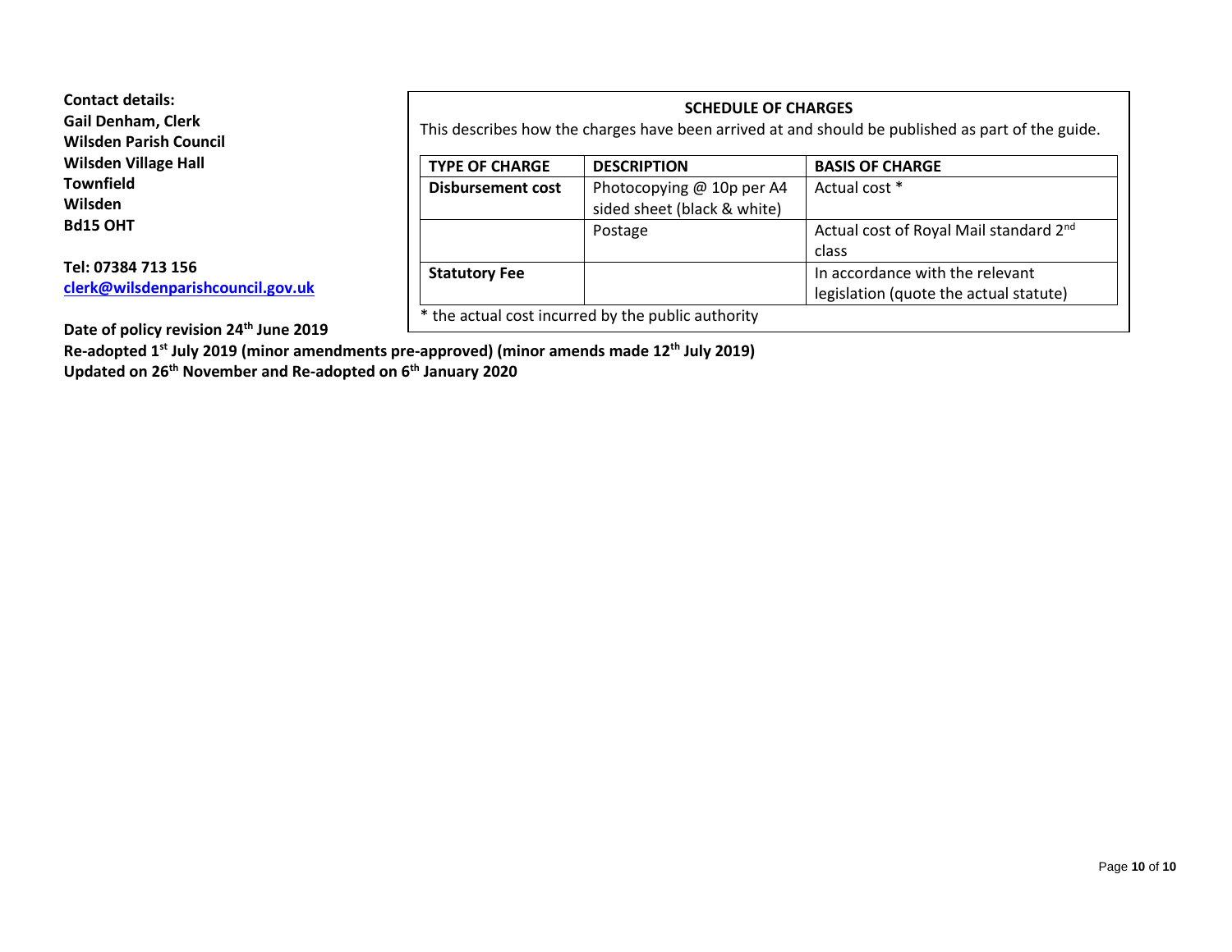**Contact details:**
**Gail Denham, Clerk**
**Wilsden Parish Council**
**Wilsden Village Hall**
**Townfield**
**Wilsden**
**Bd15 OHT**

**Tel: 07384 713 156**
**clerk@wilsdenparishcouncil.gov.uk**

**SCHEDULE OF CHARGES**

This describes how the charges have been arrived at and should be published as part of the guide.

| TYPE OF CHARGE | DESCRIPTION | BASIS OF CHARGE |
|---|---|---|
| **Disbursement cost** | Photocopying @ 10p per A4 sided sheet (black & white) | Actual cost * |
| | Postage | Actual cost of Royal Mail standard 2nd class |
| **Statutory Fee** | | In accordance with the relevant legislation (quote the actual statute) |

* the actual cost incurred by the public authority

**Date of policy revision 24th June 2019**
**Re-adopted 1st July 2019 (minor amendments pre-approved) (minor amends made 12th July 2019)**
**Updated on 26th November and Re-adopted on 6th January 2020**